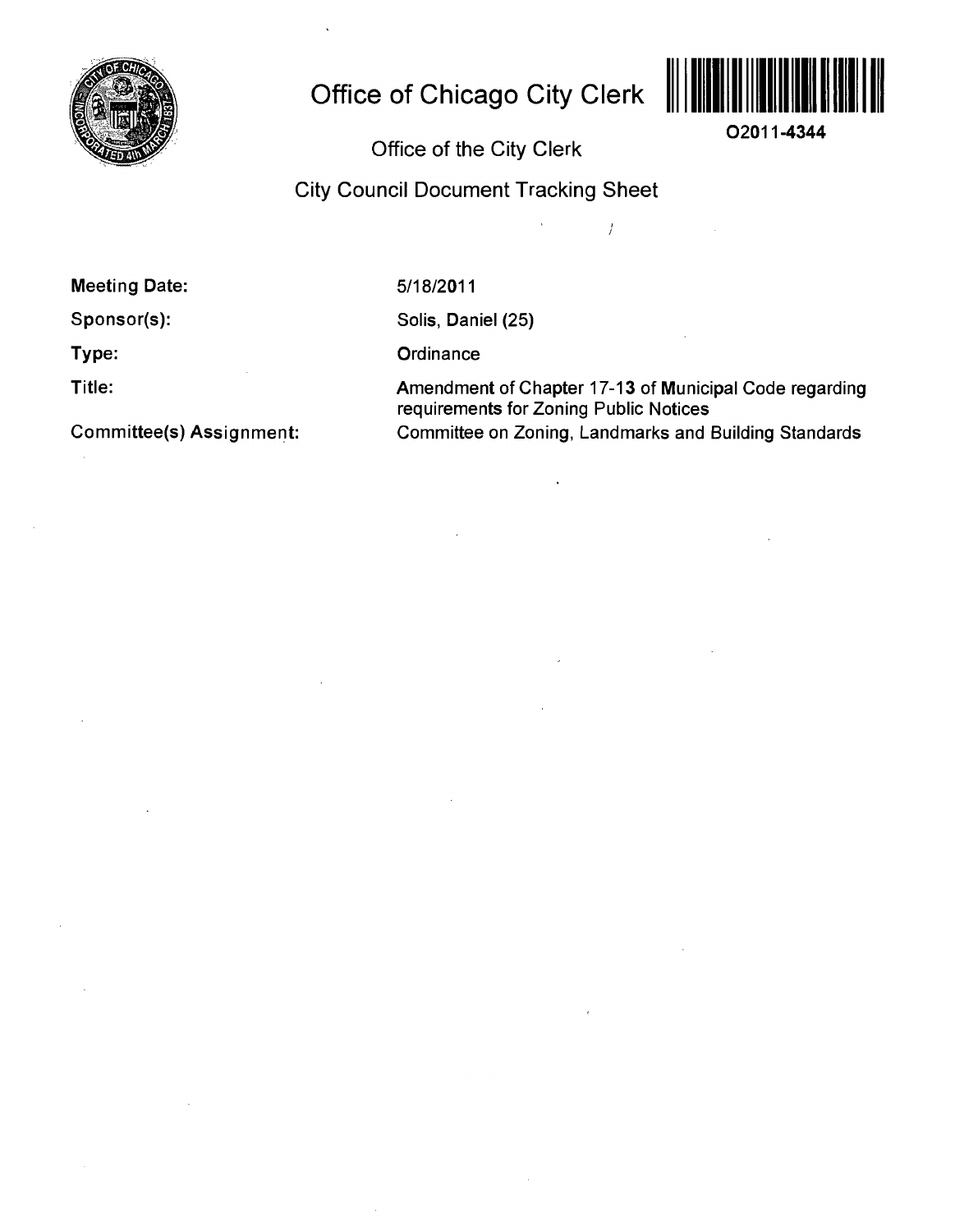# Office of Chicago City Clerk

O2011-4344

## Office of the City Clerk

## City Council Document Tracking Sheet

**Meeting Date:** 5/18/2011

**Sponsor(s):** Solis, Daniel (25)

**Type:** Ordinance

**Title:** Amendment of Chapter 17-13 of Municipal Code regarding requirements for Zoning Public Notices

**Committee(s) Assignment:** Committee on Zoning, Landmarks and Building Standards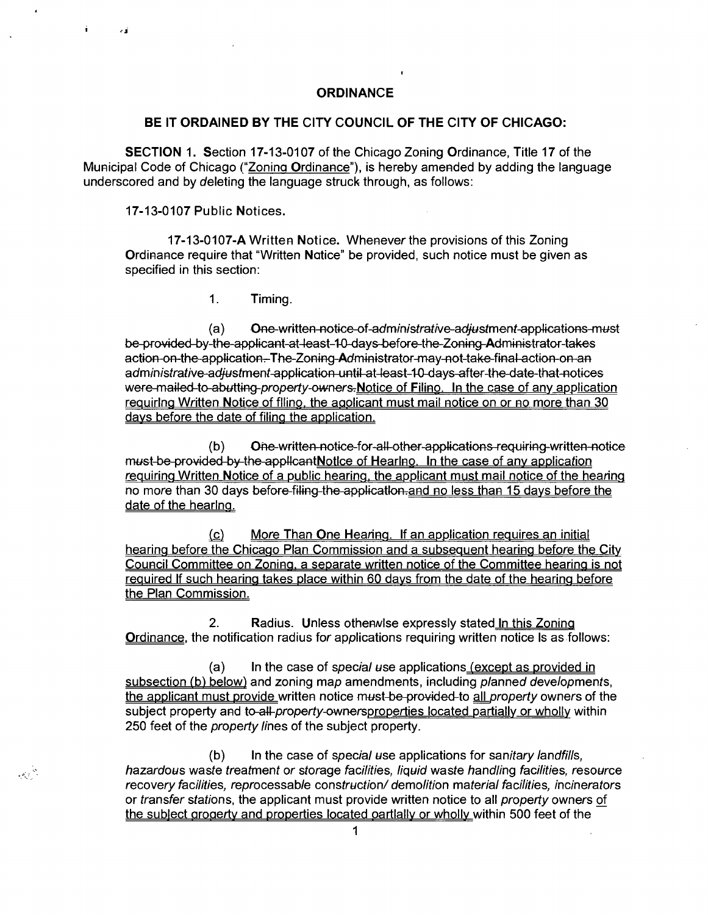**ORDINANCE**

**BE IT ORDAINED BY THE CITY COUNCIL OF THE CITY OF CHICAGO:**

**SECTION 1.** Section 17-13-0107 of the Chicago Zoning Ordinance, Title 17 of the Municipal Code of Chicago ("<u>Zoning Ordinance</u>"), is hereby amended by adding the language underscored and by deleting the language struck through, as follows:

17-13-0107 Public Notices.

17-13-0107-A Written Notice. Whenever the provisions of this Zoning Ordinance require that "Written Notice" be provided, such notice must be given as specified in this section:

1. Timing.

(a) ~~One written notice of administrative adjustment applications must be provided by the applicant at least 10 days before the Zoning Administrator takes action on the application. The Zoning Administrator may not take final action on an administrative adjustment application until at least 10 days after the date that notices were mailed to abutting property owners.~~<u>Notice of Filing. In the case of any application requiring Written Notice of filing, the applicant must mail notice on or no more than 30 days before the date of filing the application.</u>

(b) ~~One written notice for all other applications requiring written notice must be provided by the applicant~~<u>Notice of Hearing. In the case of any application requiring Written Notice of a public hearing, the applicant must mail notice of the hearing</u> no more than 30 days ~~before filing the application.~~<u>and no less than 15 days before the date of the hearing.</u>

<u>(c) More Than One Hearing. If an application requires an initial hearing before the Chicago Plan Commission and a subsequent hearing before the City Council Committee on Zoning, a separate written notice of the Committee hearing is not required if such hearing takes place within 60 days from the date of the hearing before the Plan Commission.</u>

2. Radius. Unless otherwise expressly stated <u>in this Zoning Ordinance</u>, the notification radius for applications requiring written notice is as follows:

(a) In the case of *special use* applications <u>(except as provided in subsection (b) below)</u> and zoning map amendments, including *planned developments*, <u>the applicant must provide</u> written notice ~~must be provided~~ to <u>all</u> *property* owners of the subject property and ~~to all *property* owners~~<u>properties located partially or wholly</u> within 250 feet of the *property lines* of the subject property.

(b) In the case of *special use* applications for *sanitary landfills, hazardous waste treatment or storage facilities, liquid waste handling facilities, resource recovery facilities, reprocessable construction/ demolition material facilities, incinerators* or *transfer stations*, the applicant must provide written notice to all *property* owners <u>of the subject property and properties located partially or wholly</u> within 500 feet of the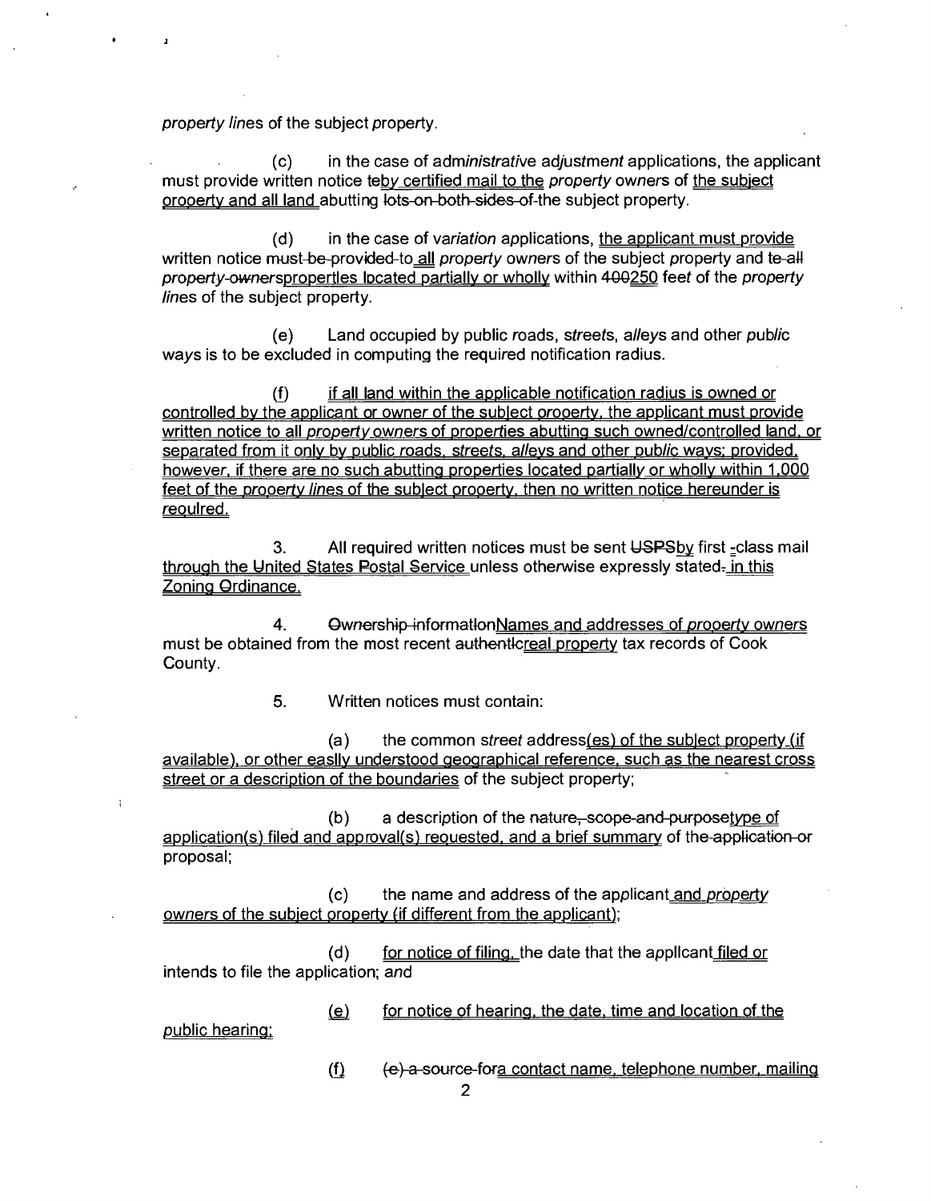*property lines* of the subject property.

(c) in the case of *administrative adjustment* applications, the applicant must provide written notice teby certified mail to the *property* owners of the subject property and all land abutting lots-on-both-sides-of-the subject property.

(d) in the case of *variation* applications, the applicant must provide written notice must-be-provided-to all *property* owners of the subject property and te-all *property-owners*properties located partially or wholly within 400250 feet of the *property lines* of the subject property.

(e) Land occupied by public roads, *streets*, *alleys* and other *public* ways is to be excluded in computing the required notification radius.

(f) if all land within the applicable notification radius is owned or controlled by the applicant or owner of the subject property, the applicant must provide written notice to all *property* owners of properties abutting such owned/controlled land, or separated from it only by public roads, *streets*, *alleys* and other *public* ways; provided, however, if there are no such abutting properties located partially or wholly within 1,000 feet of the *property lines* of the subject property, then no written notice hereunder is required.

3. All required written notices must be sent USPSby first -class mail through the United States Postal Service unless otherwise expressly stated. in this Zoning Ordinance.

4. Ownership-informationNames and addresses of *property* owners must be obtained from the most recent authenticreal property tax records of Cook County.

5. Written notices must contain:

(a) the common *street* address(es) of the subject property (if available), or other easily understood geographical reference, such as the nearest cross street or a description of the boundaries of the subject property;

(b) a description of the nature, scope and purposetype of application(s) filed and approval(s) requested, and a brief summary of the application or proposal;

(c) the name and address of the applicant and *property* owners of the subject property (if different from the applicant);

(d) for notice of filing, the date that the applicant filed or intends to file the application; and

(e) for notice of hearing, the date, time and location of the public hearing;

(f) (e) a source fora contact name, telephone number, mailing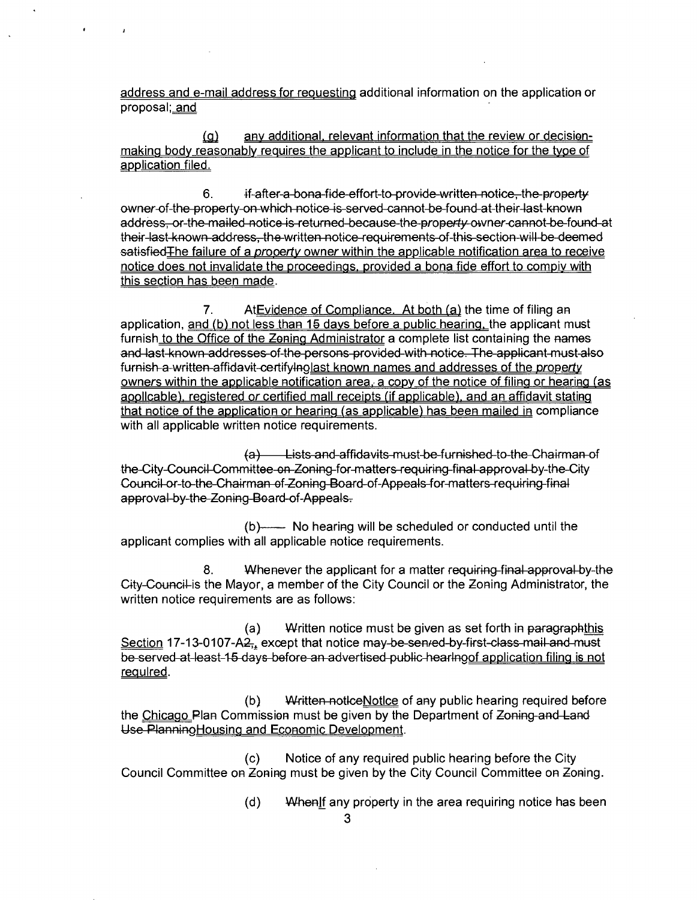<u>address and e-mail address for requesting</u> additional information on the application or proposal;<u> and</u>

(g) <u>any additional, relevant information that the review or decision-making body reasonably requires the applicant to include in the notice for the type of application filed.</u>

6. ~~if after a bona fide effort to provide written notice, the property owner of the property on which notice is served cannot be found at their last known address, or the mailed notice is returned because the property owner cannot be found at their last known address, the written notice requirements of this section will be deemed satisfied~~<u>The failure of a *property* owner within the applicable notification area to receive notice does not invalidate the proceedings, provided a bona fide effort to comply with this section has been made</u>.

7. ~~At~~<u>Evidence of Compliance. At both (a)</u> the time of filing an application, <u>and (b) not less than 15 days before a public hearing,</u> the applicant must furnish<u> to the Office of the Zoning Administrator</u> a complete list containing the ~~names and last known addresses of the persons provided with notice. The applicant must also furnish a written affidavit certifying~~<u>last known names and addresses of the *property* owners within the applicable notification area, a copy of the notice of filing or hearing (as applicable), registered or certified mail receipts (if applicable), and an affidavit stating that notice of the application or hearing (as applicable) has been mailed in</u> compliance with all applicable written notice requirements.

~~(a) Lists and affidavits must be furnished to the Chairman of the City Council Committee on Zoning for matters requiring final approval by the City Council or to the Chairman of Zoning Board of Appeals for matters requiring final approval by the Zoning Board of Appeals.~~

~~(b)~~ No hearing will be scheduled or conducted until the applicant complies with all applicable notice requirements.

8. Whenever the applicant for a matter ~~requiring final approval by the City Council~~ is the Mayor, a member of the City Council or the Zoning Administrator, the written notice requirements are as follows:

(a) Written notice must be given as set forth in ~~paragraph~~<u>this Section</u> 17-13-0107-A~~2~~,~~,~~ except that notice ~~may be served by first class mail and must be served at least 15 days before an advertised public hearing~~<u>of application filing is not required</u>.

(b) ~~Written notice~~<u>Notice</u> of any public hearing required before the <u>Chicago </u>Plan Commission must be given by the Department of ~~Zoning and Land Use Planning~~<u>Housing and Economic Development</u>.

(c) Notice of any required public hearing before the City Council Committee on Zoning must be given by the City Council Committee on Zoning.

(d) ~~When~~<u>If</u> any property in the area requiring notice has been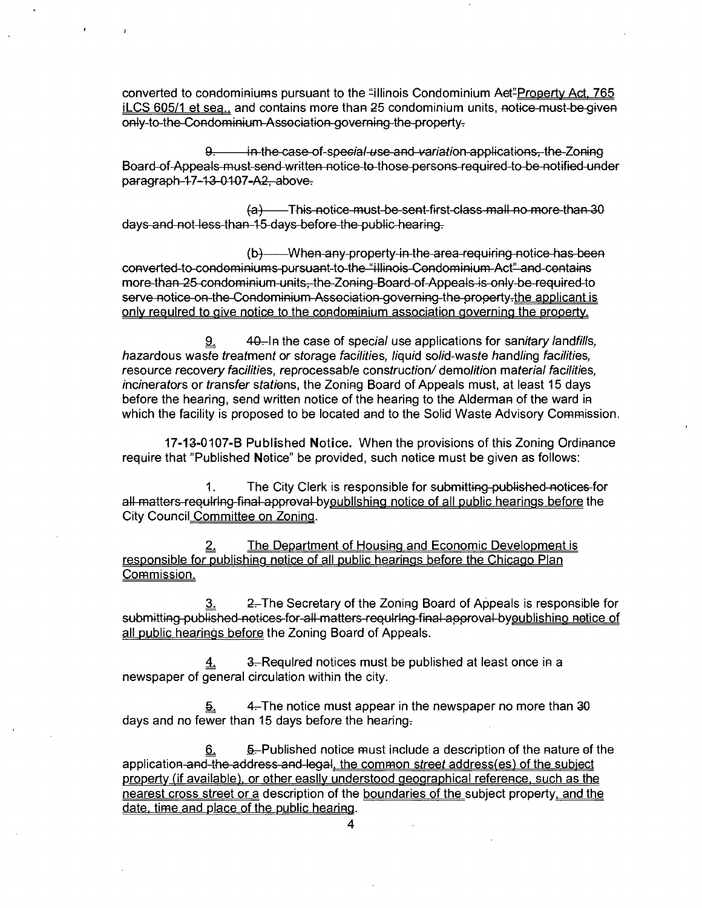converted to condominiums pursuant to the ~~"Illinois Condominium Act"~~Property Act, 765 ILCS 605/1 et seq., and contains more than 25 condominium units, ~~notice must be given only to the Condominium Association governing the property.~~

~~9. In the case of special use and variation applications, the Zoning Board of Appeals must send written notice to those persons required to be notified under paragraph 17-13-0107-A2, above.~~

~~(a) This notice must be sent first-class mail no more than 30 days and not less than 15 days before the public hearing.~~

~~(b) When any property in the area requiring notice has been converted to condominiums pursuant to the "Illinois Condominium Act" and contains more than 25 condominium units, the Zoning Board of Appeals is only be required to serve notice on the Condominium Association governing the property.~~the applicant is only required to give notice to the condominium association governing the property.

9. ~~10.~~ In the case of special use applications for sanitary landfills, hazardous waste treatment or storage facilities, liquid solid-waste handling facilities, resource recovery facilities, reprocessable construction/ demolition material facilities, incinerators or transfer stations, the Zoning Board of Appeals must, at least 15 days before the hearing, send written notice of the hearing to the Alderman of the ward in which the facility is proposed to be located and to the Solid Waste Advisory Commission.

**17-13-0107-B Published Notice.** When the provisions of this Zoning Ordinance require that "Published Notice" be provided, such notice must be given as follows:

1. The City Clerk is responsible for ~~submitting published notices for all matters requiring final approval by~~publishing notice of all public hearings before the City Council Committee on Zoning.

2. The Department of Housing and Economic Development is responsible for publishing notice of all public hearings before the Chicago Plan Commission.

3. ~~2.~~ The Secretary of the Zoning Board of Appeals is responsible for ~~submitting published notices for all matters requiring final approval by~~publishing notice of all public hearings before the Zoning Board of Appeals.

4. ~~3.~~ Required notices must be published at least once in a newspaper of general circulation within the city.

5. ~~4.~~ The notice must appear in the newspaper no more than 30 days and no fewer than 15 days before the hearing~~.~~

6. ~~5.~~ Published notice must include a description of the nature of the application ~~and the address and legal~~, the common street address(es) of the subject property (if available), or other easily understood geographical reference, such as the nearest cross street or a description of the boundaries of the subject property, and the date, time and place of the public hearing.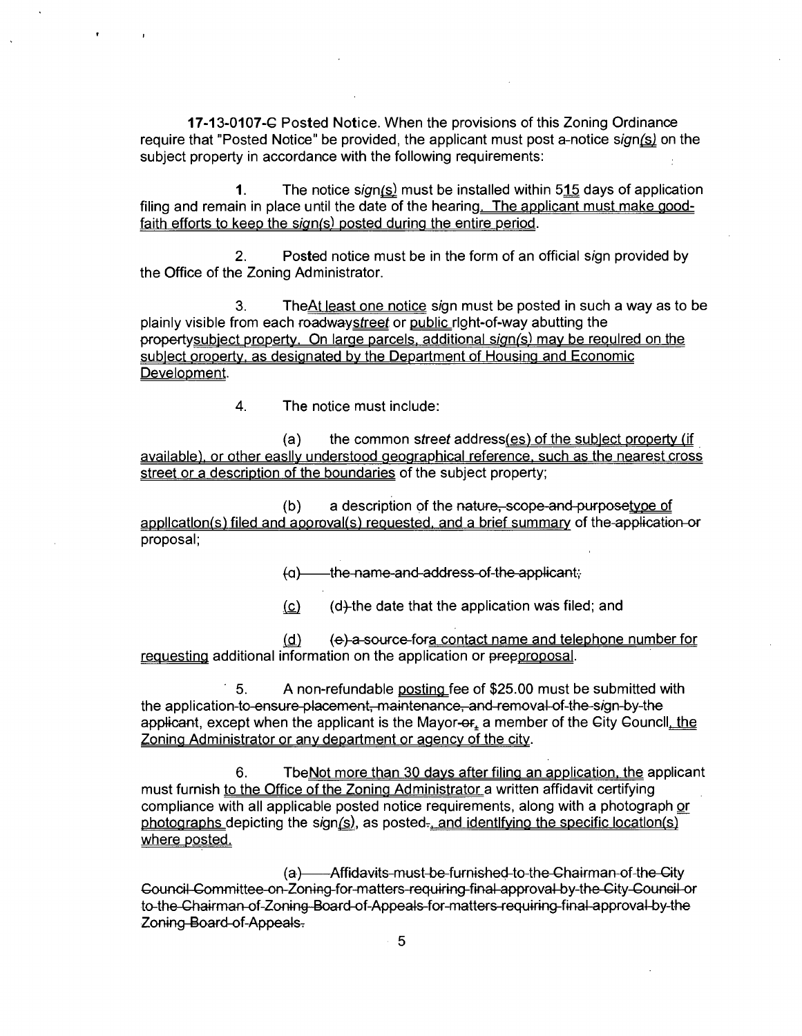**17-13-0107-C** Posted Notice. When the provisions of this Zoning Ordinance require that "Posted Notice" be provided, the applicant must post a-notice sign(s) on the subject property in accordance with the following requirements:

1. The notice sign(s) must be installed within 515 days of application filing and remain in place until the date of the hearing. The applicant must make good-faith efforts to keep the sign(s) posted during the entire period.

2. Posted notice must be in the form of an official sign provided by the Office of the Zoning Administrator.

3. TheAt least one notice sign must be posted in such a way as to be plainly visible from each roadwaystreet or public right-of-way abutting the propertysubject property. On large parcels, additional sign(s) may be required on the subject property, as designated by the Department of Housing and Economic Development.

4. The notice must include:

(a) the common street address(es) of the subject property (if available), or other easily understood geographical reference, such as the nearest cross street or a description of the boundaries of the subject property;

(b) a description of the nature, scope and purposetype of application(s) filed and approval(s) requested, and a brief summary of the application or proposal;

(c) the name and address of the applicant;

(c) (d) the date that the application was filed; and

(d) (e) a source fora contact name and telephone number for requesting additional information on the application or preproposal.

5. A non-refundable posting fee of $25.00 must be submitted with the application to ensure placement, maintenance, and removal of the sign by the applicant, except when the applicant is the Mayor or, a member of the City Council, the Zoning Administrator or any department or agency of the city.

6. TheNot more than 30 days after filing an application, the applicant must furnish to the Office of the Zoning Administrator a written affidavit certifying compliance with all applicable posted notice requirements, along with a photograph or photographs depicting the sign(s), as posted., and identifying the specific location(s) where posted.

(a) Affidavits must be furnished to the Chairman of the City Council Committee on Zoning for matters requiring final approval by the City Council or to the Chairman of Zoning Board of Appeals for matters requiring final approval by the Zoning Board of Appeals.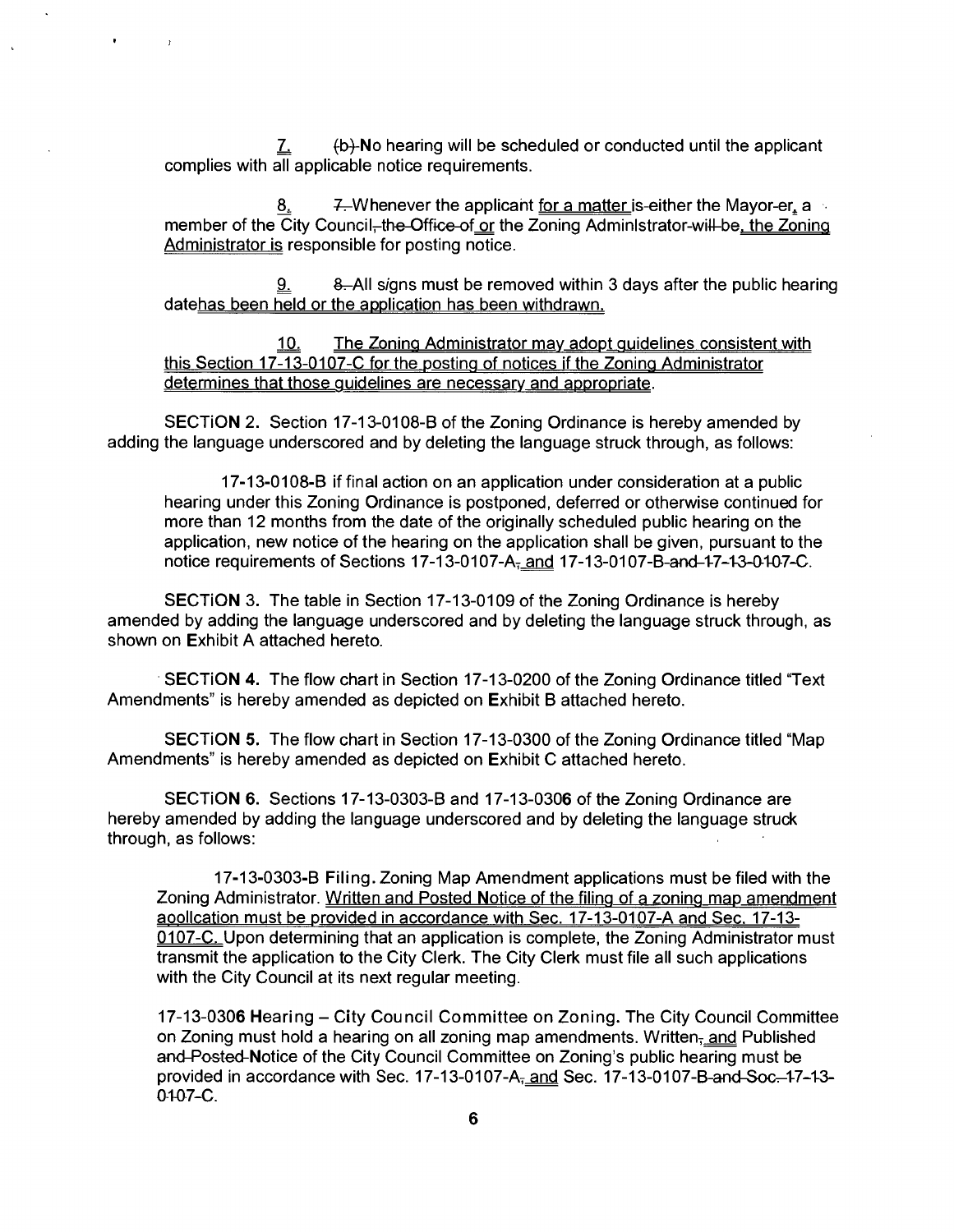7. (b) No hearing will be scheduled or conducted until the applicant complies with all applicable notice requirements.

8. 7. Whenever the applicant for a matter is either the Mayor or, a member of the City Council, the Office of or the Zoning Administrator will be, the Zoning Administrator is responsible for posting notice.

9. 8. All signs must be removed within 3 days after the public hearing datehas been held or the application has been withdrawn.

10. The Zoning Administrator may adopt guidelines consistent with this Section 17-13-0107-C for the posting of notices if the Zoning Administrator determines that those guidelines are necessary and appropriate.

SECTION 2. Section 17-13-0108-B of the Zoning Ordinance is hereby amended by adding the language underscored and by deleting the language struck through, as follows:

17-13-0108-B if final action on an application under consideration at a public hearing under this Zoning Ordinance is postponed, deferred or otherwise continued for more than 12 months from the date of the originally scheduled public hearing on the application, new notice of the hearing on the application shall be given, pursuant to the notice requirements of Sections 17-13-0107-A, and 17-13-0107-B and 17-13-0107-C.

SECTION 3. The table in Section 17-13-0109 of the Zoning Ordinance is hereby amended by adding the language underscored and by deleting the language struck through, as shown on Exhibit A attached hereto.

SECTION 4. The flow chart in Section 17-13-0200 of the Zoning Ordinance titled "Text Amendments" is hereby amended as depicted on Exhibit B attached hereto.

SECTION 5. The flow chart in Section 17-13-0300 of the Zoning Ordinance titled "Map Amendments" is hereby amended as depicted on Exhibit C attached hereto.

SECTION 6. Sections 17-13-0303-B and 17-13-0306 of the Zoning Ordinance are hereby amended by adding the language underscored and by deleting the language struck through, as follows:

17-13-0303-B **Filing.** Zoning Map Amendment applications must be filed with the Zoning Administrator. Written and Posted Notice of the filing of a zoning map amendment application must be provided in accordance with Sec. 17-13-0107-A and Sec. 17-13-0107-C. Upon determining that an application is complete, the Zoning Administrator must transmit the application to the City Clerk. The City Clerk must file all such applications with the City Council at its next regular meeting.

17-13-0306 **Hearing – City Council Committee on Zoning.** The City Council Committee on Zoning must hold a hearing on all zoning map amendments. Written, and Published and Posted Notice of the City Council Committee on Zoning's public hearing must be provided in accordance with Sec. 17-13-0107-A, and Sec. 17-13-0107-B and Sec. 17-13-0107-C.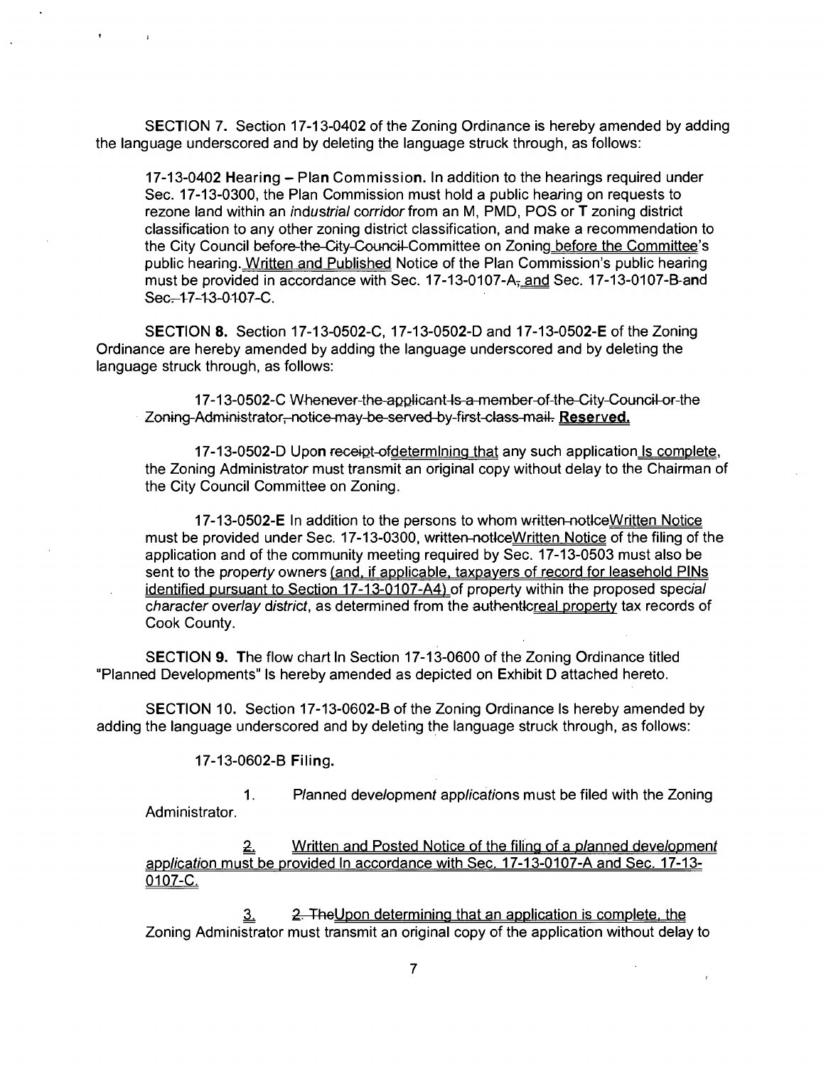SECTION 7. Section 17-13-0402 of the Zoning Ordinance is hereby amended by adding the language underscored and by deleting the language struck through, as follows:

> 17-13-0402 **Hearing – Plan Commission.** In addition to the hearings required under Sec. 17-13-0300, the Plan Commission must hold a public hearing on requests to rezone land within an *industrial corridor* from an M, PMD, POS or **T** zoning district classification to any other zoning district classification, and make a recommendation to the City Council ~~before the City Council~~ Committee on Zoning <u>before the Committee</u>'s public hearing. <u>Written and Published</u> Notice of the Plan Commission's public hearing must be provided in accordance with Sec. 17-13-0107-A~~,~~ <u>and</u> Sec. 17-13-0107-B ~~and Sec. 17-13-0107-C~~.

SECTION **8.** Section 17-13-0502-C, 17-13-0502-D and 17-13-0502-**E** of the Zoning Ordinance are hereby amended by adding the language underscored and by deleting the language struck through, as follows:

> 17-13-0502-C ~~Whenever the applicant is a member of the City Council or the Zoning Administrator, notice may be served by first class mail.~~ **<u>Reserved.</u>**
>
> 17-13-0502-D Upon ~~receipt of~~<u>determining that</u> any such application <u>is complete</u>, the Zoning Administrator must transmit an original copy without delay to the Chairman of the City Council Committee on Zoning.
>
> 17-13-0502-**E** In addition to the persons to whom ~~written notice~~<u>Written Notice</u> must be provided under Sec. 17-13-0300, ~~written notice~~<u>Written Notice</u> of the filing of the application and of the community meeting required by Sec. 17-13-0503 must also be sent to the *property* owners <u>(and, if applicable, taxpayers of record for leasehold PINs identified pursuant to Section 17-13-0107-A4)</u> of property within the proposed *special character overlay district*, as determined from the ~~authentic~~<u>real property</u> tax records of Cook County.

SECTION **9.** The flow chart In Section 17-13-0600 of the Zoning Ordinance titled "Planned Developments" Is hereby amended as depicted on Exhibit D attached hereto.

SECTION 10. Section 17-13-0602-B of the Zoning Ordinance Is hereby amended by adding the language underscored and by deleting the language struck through, as follows:

> 17-13-0602-B **Filing.**
>
> 1. *Planned development applications* must be filed with the Zoning Administrator.
>
> <u>2. Written and Posted Notice of the filing of a *planned development application* must be provided In accordance with Sec. 17-13-0107-A and Sec. 17-13-0107-C.</u>
>
> <u>3.</u> ~~2. The~~<u>Upon determining that an application is complete, the</u> Zoning Administrator must transmit an original copy of the application without delay to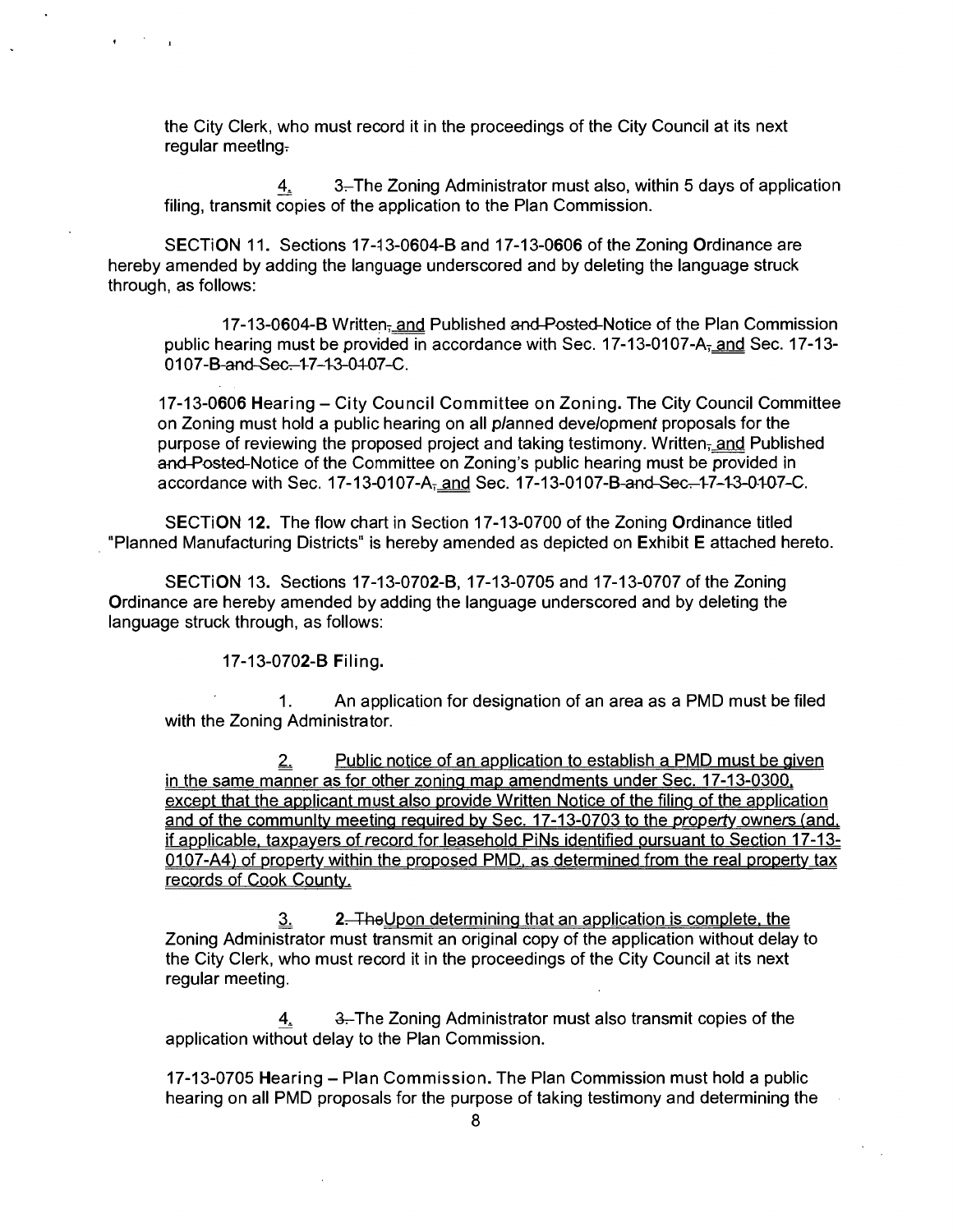the City Clerk, who must record it in the proceedings of the City Council at its next regular meeting.

4. ~~3.~~ The Zoning Administrator must also, within 5 days of application filing, transmit copies of the application to the Plan Commission.

SECTION 11. Sections 17-13-0604-B and 17-13-0606 of the Zoning Ordinance are hereby amended by adding the language underscored and by deleting the language struck through, as follows:

17-13-0604-B Written~~,~~ and Published ~~and Posted~~ Notice of the Plan Commission public hearing must be provided in accordance with Sec. 17-13-0107-A~~,~~ and Sec. 17-13-0107-B ~~and Sec. 17-13-0107-C~~.

17-13-0606 **Hearing – City Council Committee on Zoning.** The City Council Committee on Zoning must hold a public hearing on all planned development proposals for the purpose of reviewing the proposed project and taking testimony. Written~~,~~ and Published ~~and Posted~~ Notice of the Committee on Zoning's public hearing must be provided in accordance with Sec. 17-13-0107-A~~,~~ and Sec. 17-13-0107-B ~~and Sec. 17-13-0107-C~~.

SECTION 12. The flow chart in Section 17-13-0700 of the Zoning Ordinance titled "Planned Manufacturing Districts" is hereby amended as depicted on Exhibit E attached hereto.

SECTION 13. Sections 17-13-0702-B, 17-13-0705 and 17-13-0707 of the Zoning Ordinance are hereby amended by adding the language underscored and by deleting the language struck through, as follows:

17-13-0702-B **Filing.**

1. An application for designation of an area as a PMD must be filed with the Zoning Administrator.

2. Public notice of an application to establish a PMD must be given in the same manner as for other zoning map amendments under Sec. 17-13-0300, except that the applicant must also provide Written Notice of the filing of the application and of the community meeting required by Sec. 17-13-0703 to the property owners (and, if applicable, taxpayers of record for leasehold PINs identified pursuant to Section 17-13-0107-A4) of property within the proposed PMD, as determined from the real property tax records of Cook County.

3. ~~2. The~~ Upon determining that an application is complete, the Zoning Administrator must transmit an original copy of the application without delay to the City Clerk, who must record it in the proceedings of the City Council at its next regular meeting.

4. ~~3.~~ The Zoning Administrator must also transmit copies of the application without delay to the Plan Commission.

17-13-0705 **Hearing – Plan Commission.** The Plan Commission must hold a public hearing on all PMD proposals for the purpose of taking testimony and determining the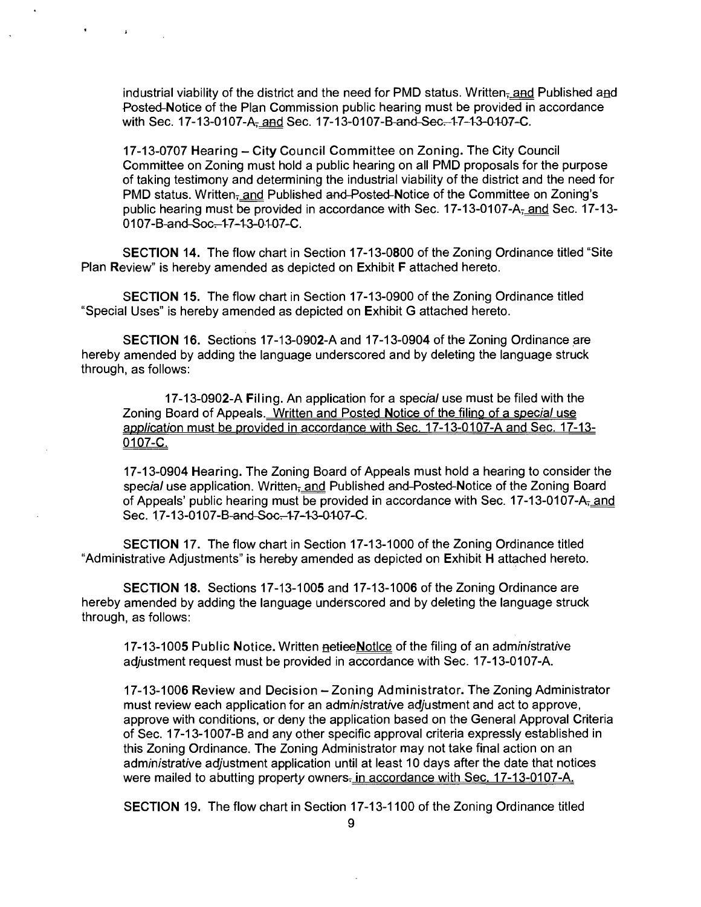industrial viability of the district and the need for PMD status. Written~~,~~ <u>and</u> Published ~~and Posted~~ Notice of the Plan Commission public hearing must be provided in accordance with Sec. 17-13-0107-A~~,~~ <u>and</u> Sec. 17-13-0107-B ~~and Sec. 17-13-0107-C~~.

17-13-0707 **Hearing – City Council Committee on Zoning.** The City Council Committee on Zoning must hold a public hearing on all PMD proposals for the purpose of taking testimony and determining the industrial viability of the district and the need for PMD status. Written~~,~~ <u>and</u> Published ~~and Posted~~ Notice of the Committee on Zoning's public hearing must be provided in accordance with Sec. 17-13-0107-A~~,~~ <u>and</u> Sec. 17-13-0107-B ~~and Sec. 17-13-0107-C~~.

**SECTION 14.** The flow chart in Section 17-13-0800 of the Zoning Ordinance titled "Site Plan Review" is hereby amended as depicted on Exhibit F attached hereto.

**SECTION 15.** The flow chart in Section 17-13-0900 of the Zoning Ordinance titled "Special Uses" is hereby amended as depicted on Exhibit G attached hereto.

**SECTION 16.** Sections 17-13-0902-A and 17-13-0904 of the Zoning Ordinance are hereby amended by adding the language underscored and by deleting the language struck through, as follows:

17-13-0902-A **Filing.** An application for a *special* use must be filed with the Zoning Board of Appeals. <u>Written and Posted Notice of the filing of a *special* use *application* must be provided in accordance with Sec. 17-13-0107-A and Sec. 17-13-0107-C.</u>

17-13-0904 **Hearing.** The Zoning Board of Appeals must hold a hearing to consider the *special* use application. Written~~,~~ <u>and</u> Published ~~and Posted~~ Notice of the Zoning Board of Appeals' public hearing must be provided in accordance with Sec. 17-13-0107-A~~,~~ <u>and</u> Sec. 17-13-0107-B ~~and Sec. 17-13-0107-C~~.

**SECTION 17.** The flow chart in Section 17-13-1000 of the Zoning Ordinance titled "Administrative Adjustments" is hereby amended as depicted on Exhibit H attached hereto.

**SECTION 18.** Sections 17-13-1005 and 17-13-1006 of the Zoning Ordinance are hereby amended by adding the language underscored and by deleting the language struck through, as follows:

17-13-1005 **Public Notice.** Written ~~notice~~<u>Notice</u> of the filing of an *administrative adjustment* request must be provided in accordance with Sec. 17-13-0107-A.

17-13-1006 **Review and Decision – Zoning Administrator.** The Zoning Administrator must review each application for an *administrative adjustment* and act to approve, approve with conditions, or deny the application based on the General Approval Criteria of Sec. 17-13-1007-B and any other specific approval criteria expressly established in this Zoning Ordinance. The Zoning Administrator may not take final action on an *administrative adjustment* application until at least 10 days after the date that notices were mailed to abutting property owners~~.~~ <u>in accordance with Sec. 17-13-0107-A.</u>

**SECTION 19.** The flow chart in Section 17-13-1100 of the Zoning Ordinance titled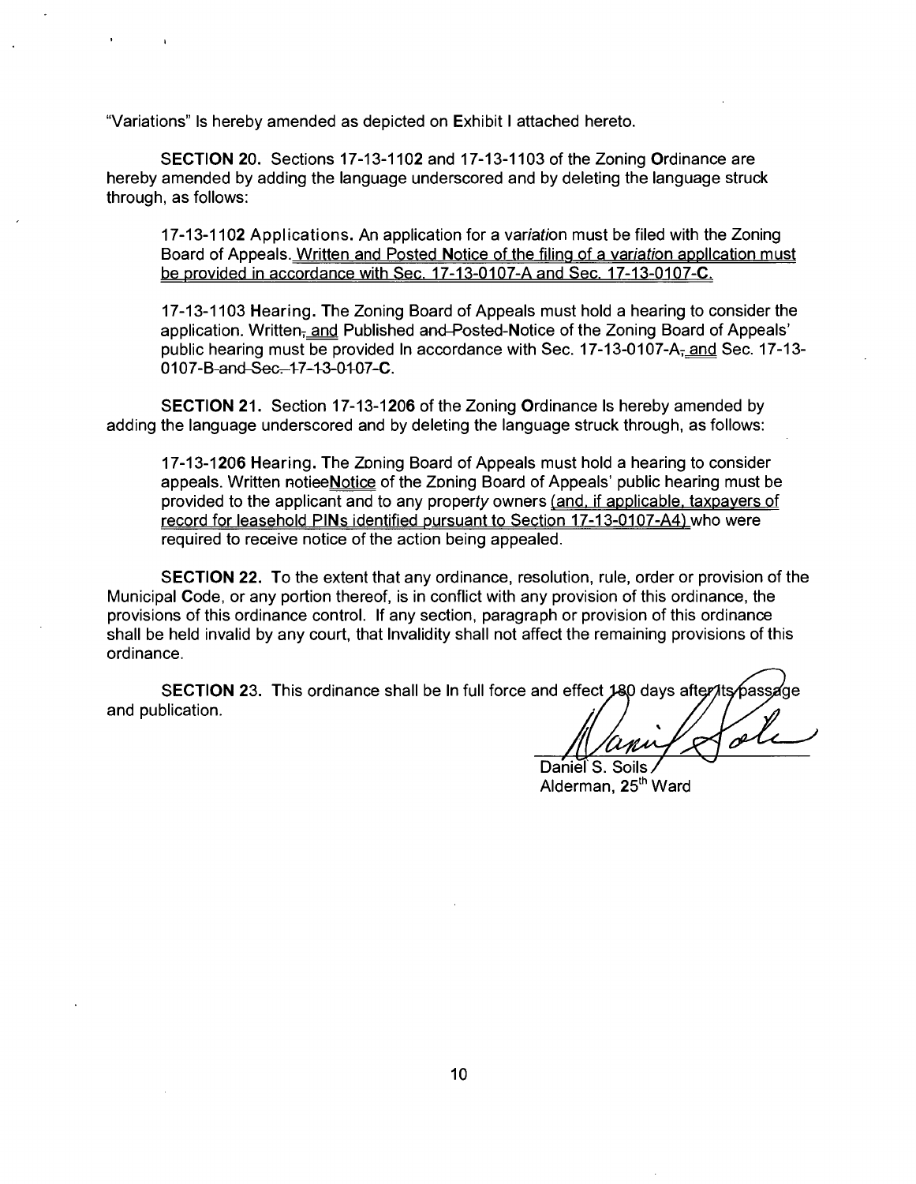"Variations" Is hereby amended as depicted on Exhibit I attached hereto.

SECTION 20. Sections 17-13-1102 and 17-13-1103 of the Zoning Ordinance are hereby amended by adding the language underscored and by deleting the language struck through, as follows:

> 17-13-1102 Applications. An application for a variation must be filed with the Zoning Board of Appeals. <u>Written and Posted Notice of the filing of a variation application must be provided in accordance with Sec. 17-13-0107-A and Sec. 17-13-0107-C.</u>
>
> 17-13-1103 Hearing. The Zoning Board of Appeals must hold a hearing to consider the application. Written~~,~~ <u>and</u> Published ~~and Posted~~ Notice of the Zoning Board of Appeals' public hearing must be provided In accordance with Sec. 17-13-0107-A~~,~~ <u>and</u> Sec. 17-13-0107-B ~~and Sec. 17-13-0107-C~~.

SECTION 21. Section 17-13-1206 of the Zoning Ordinance Is hereby amended by adding the language underscored and by deleting the language struck through, as follows:

> 17-13-1206 Hearing. The Zoning Board of Appeals must hold a hearing to consider appeals. Written ~~notice~~<u>Notice</u> of the Zoning Board of Appeals' public hearing must be provided to the applicant and to any property owners <u>(and, if applicable, taxpayers of record for leasehold PINs identified pursuant to Section 17-13-0107-A4)</u> who were required to receive notice of the action being appealed.

SECTION 22. To the extent that any ordinance, resolution, rule, order or provision of the Municipal Code, or any portion thereof, is in conflict with any provision of this ordinance, the provisions of this ordinance control. If any section, paragraph or provision of this ordinance shall be held invalid by any court, that Invalidity shall not affect the remaining provisions of this ordinance.

SECTION 23. This ordinance shall be In full force and effect 180 days after its passage and publication.

Daniel S. Soils
Alderman, 25th Ward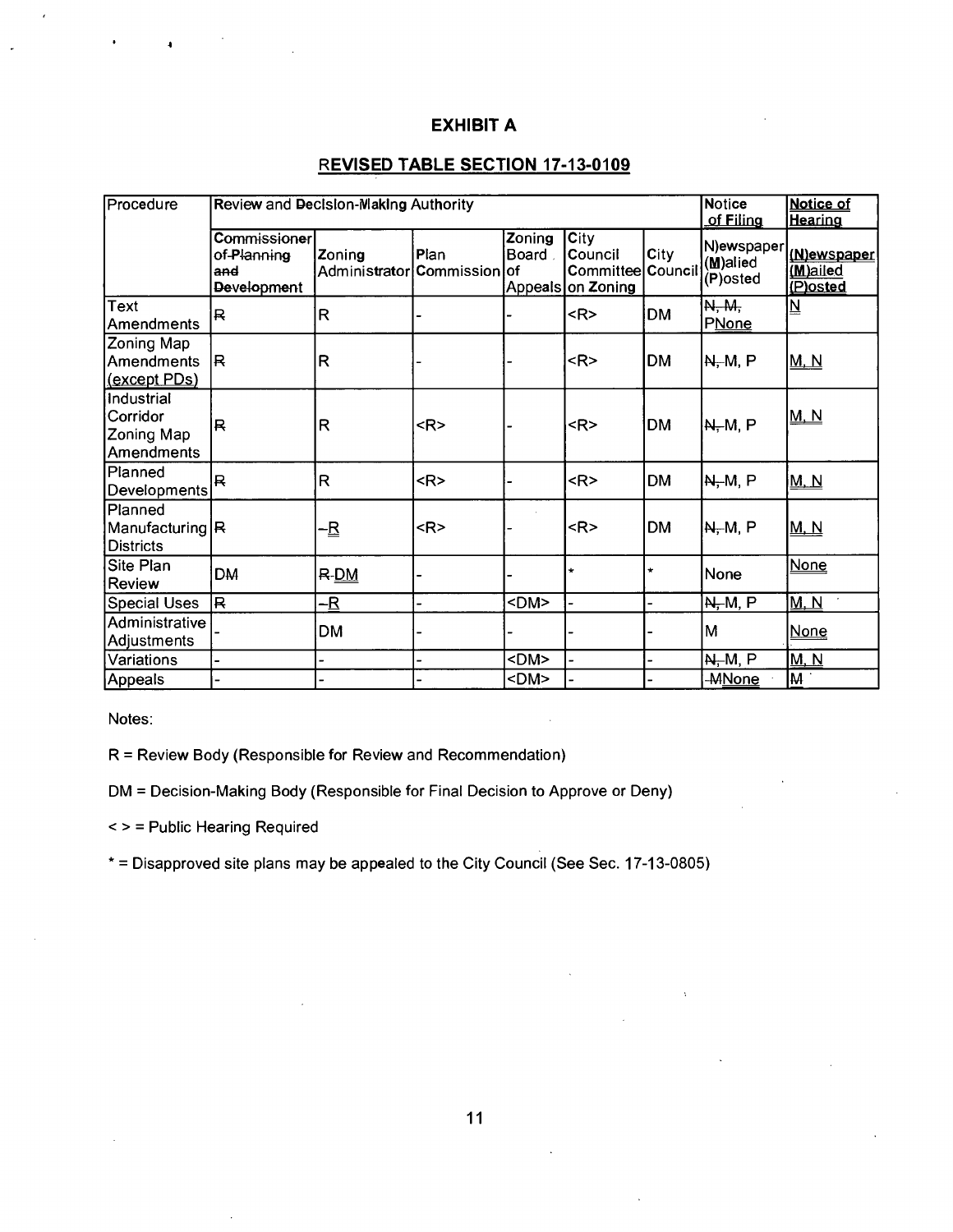# EXHIBIT A

## REVISED TABLE SECTION 17-13-0109

| Procedure | Review and Decision-Making Authority | | | | | | Notice of Filing | Notice of Hearing |
|---|---|---|---|---|---|---|---|---|
| | Commissioner of Planning and Development | Zoning Administrator | Plan Commission | Zoning Board of Appeals | City Council Committee on Zoning | City Council | N)ewspaper (M)alied (P)osted | (N)ewspaper (M)ailed (P)osted |
| Text Amendments | R | R | - | - | <R> | DM | N, M, P None | N |
| Zoning Map Amendments (except PDs) | R | R | - | - | <R> | DM | N, M, P | M, N |
| Industrial Corridor Zoning Map Amendments | R | R | <R> | - | <R> | DM | N, M, P | M, N |
| Planned Developments | R | R | <R> | - | <R> | DM | N, M, P | M, N |
| Planned Manufacturing Districts | R | -R | <R> | - | <R> | DM | N, M, P | M, N |
| Site Plan Review | DM | R DM | - | - | * | * | None | None |
| Special Uses | R | -R | - | <DM> | - | - | N, M, P | M, N |
| Administrative Adjustments | - | DM | - | - | - | - | M | None |
| Variations | - | - | - | <DM> | - | - | N, M, P | M, N |
| Appeals | - | - | - | <DM> | - | - | -M None | M |

Notes:

R = Review Body (Responsible for Review and Recommendation)

DM = Decision-Making Body (Responsible for Final Decision to Approve or Deny)

< > = Public Hearing Required

* = Disapproved site plans may be appealed to the City Council (See Sec. 17-13-0805)